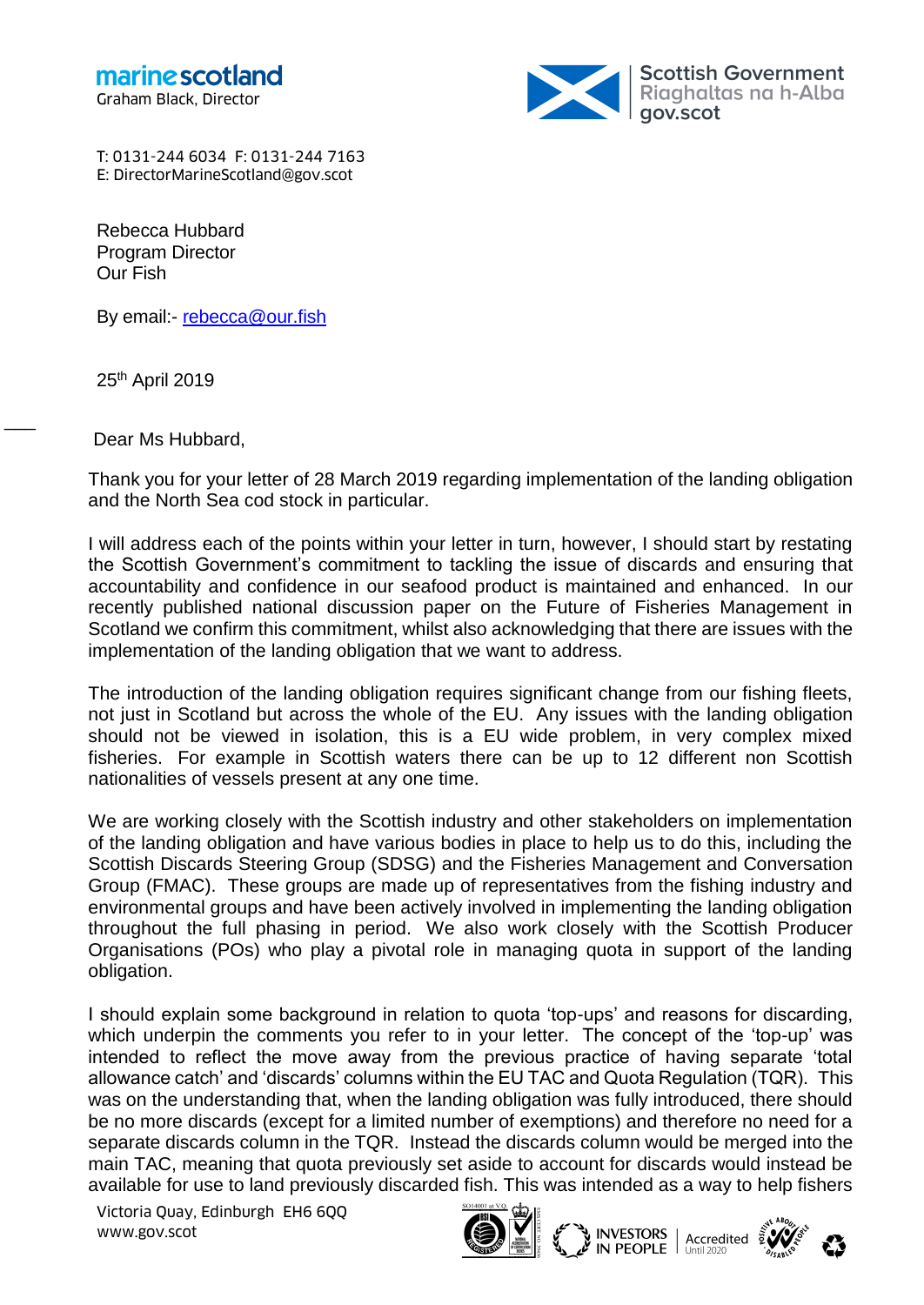marine scotland
Graham Black, Director

Scottish Government
Riaghaltas na h-Alba
gov.scot

T: 0131-244 6034 F: 0131-244 7163
E: DirectorMarineScotland@gov.scot

Rebecca Hubbard
Program Director
Our Fish

By email:- rebecca@our.fish

25th April 2019

Dear Ms Hubbard,

Thank you for your letter of 28 March 2019 regarding implementation of the landing obligation and the North Sea cod stock in particular.

I will address each of the points within your letter in turn, however, I should start by restating the Scottish Government's commitment to tackling the issue of discards and ensuring that accountability and confidence in our seafood product is maintained and enhanced. In our recently published national discussion paper on the Future of Fisheries Management in Scotland we confirm this commitment, whilst also acknowledging that there are issues with the implementation of the landing obligation that we want to address.

The introduction of the landing obligation requires significant change from our fishing fleets, not just in Scotland but across the whole of the EU. Any issues with the landing obligation should not be viewed in isolation, this is a EU wide problem, in very complex mixed fisheries. For example in Scottish waters there can be up to 12 different non Scottish nationalities of vessels present at any one time.

We are working closely with the Scottish industry and other stakeholders on implementation of the landing obligation and have various bodies in place to help us to do this, including the Scottish Discards Steering Group (SDSG) and the Fisheries Management and Conversation Group (FMAC). These groups are made up of representatives from the fishing industry and environmental groups and have been actively involved in implementing the landing obligation throughout the full phasing in period. We also work closely with the Scottish Producer Organisations (POs) who play a pivotal role in managing quota in support of the landing obligation.

I should explain some background in relation to quota 'top-ups' and reasons for discarding, which underpin the comments you refer to in your letter. The concept of the 'top-up' was intended to reflect the move away from the previous practice of having separate 'total allowance catch' and 'discards' columns within the EU TAC and Quota Regulation (TQR). This was on the understanding that, when the landing obligation was fully introduced, there should be no more discards (except for a limited number of exemptions) and therefore no need for a separate discards column in the TQR. Instead the discards column would be merged into the main TAC, meaning that quota previously set aside to account for discards would instead be available for use to land previously discarded fish. This was intended as a way to help fishers

Victoria Quay, Edinburgh EH6 6QQ
www.gov.scot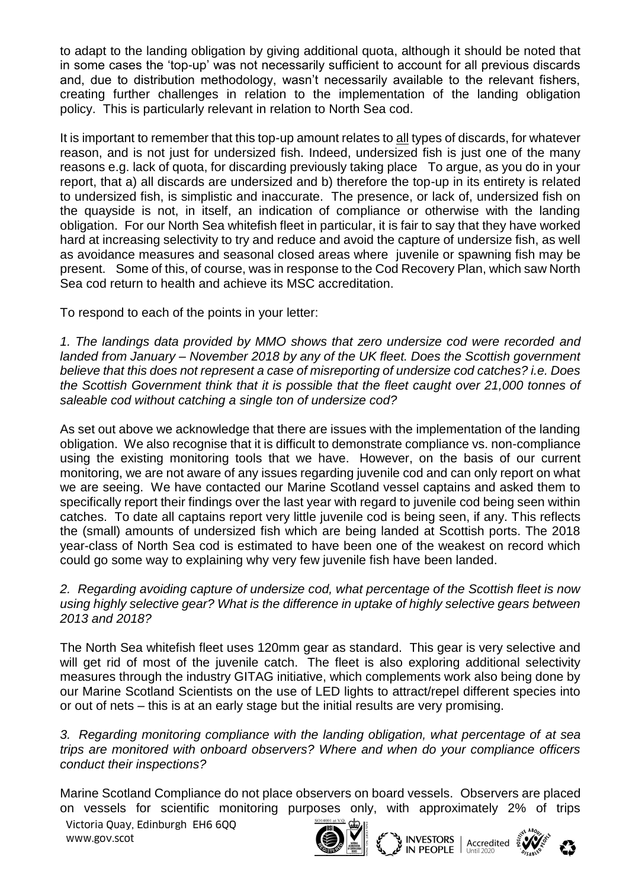to adapt to the landing obligation by giving additional quota, although it should be noted that in some cases the 'top-up' was not necessarily sufficient to account for all previous discards and, due to distribution methodology, wasn't necessarily available to the relevant fishers, creating further challenges in relation to the implementation of the landing obligation policy. This is particularly relevant in relation to North Sea cod.

It is important to remember that this top-up amount relates to all types of discards, for whatever reason, and is not just for undersized fish. Indeed, undersized fish is just one of the many reasons e.g. lack of quota, for discarding previously taking place To argue, as you do in your report, that a) all discards are undersized and b) therefore the top-up in its entirety is related to undersized fish, is simplistic and inaccurate. The presence, or lack of, undersized fish on the quayside is not, in itself, an indication of compliance or otherwise with the landing obligation. For our North Sea whitefish fleet in particular, it is fair to say that they have worked hard at increasing selectivity to try and reduce and avoid the capture of undersize fish, as well as avoidance measures and seasonal closed areas where juvenile or spawning fish may be present. Some of this, of course, was in response to the Cod Recovery Plan, which saw North Sea cod return to health and achieve its MSC accreditation.

To respond to each of the points in your letter:

*1. The landings data provided by MMO shows that zero undersize cod were recorded and landed from January – November 2018 by any of the UK fleet. Does the Scottish government believe that this does not represent a case of misreporting of undersize cod catches? i.e. Does the Scottish Government think that it is possible that the fleet caught over 21,000 tonnes of saleable cod without catching a single ton of undersize cod?*

As set out above we acknowledge that there are issues with the implementation of the landing obligation. We also recognise that it is difficult to demonstrate compliance vs. non-compliance using the existing monitoring tools that we have. However, on the basis of our current monitoring, we are not aware of any issues regarding juvenile cod and can only report on what we are seeing. We have contacted our Marine Scotland vessel captains and asked them to specifically report their findings over the last year with regard to juvenile cod being seen within catches. To date all captains report very little juvenile cod is being seen, if any. This reflects the (small) amounts of undersized fish which are being landed at Scottish ports. The 2018 year-class of North Sea cod is estimated to have been one of the weakest on record which could go some way to explaining why very few juvenile fish have been landed.

*2. Regarding avoiding capture of undersize cod, what percentage of the Scottish fleet is now using highly selective gear? What is the difference in uptake of highly selective gears between 2013 and 2018?*

The North Sea whitefish fleet uses 120mm gear as standard. This gear is very selective and will get rid of most of the juvenile catch. The fleet is also exploring additional selectivity measures through the industry GITAG initiative, which complements work also being done by our Marine Scotland Scientists on the use of LED lights to attract/repel different species into or out of nets – this is at an early stage but the initial results are very promising.

*3. Regarding monitoring compliance with the landing obligation, what percentage of at sea trips are monitored with onboard observers? Where and when do your compliance officers conduct their inspections?*

Marine Scotland Compliance do not place observers on board vessels. Observers are placed on vessels for scientific monitoring purposes only, with approximately 2% of trips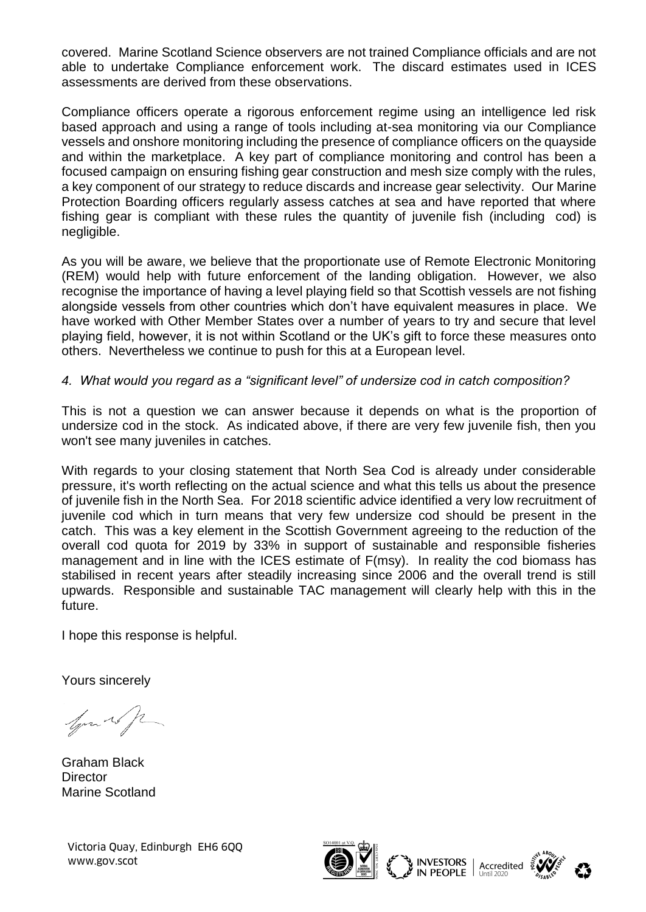covered. Marine Scotland Science observers are not trained Compliance officials and are not able to undertake Compliance enforcement work. The discard estimates used in ICES assessments are derived from these observations.

Compliance officers operate a rigorous enforcement regime using an intelligence led risk based approach and using a range of tools including at-sea monitoring via our Compliance vessels and onshore monitoring including the presence of compliance officers on the quayside and within the marketplace. A key part of compliance monitoring and control has been a focused campaign on ensuring fishing gear construction and mesh size comply with the rules, a key component of our strategy to reduce discards and increase gear selectivity. Our Marine Protection Boarding officers regularly assess catches at sea and have reported that where fishing gear is compliant with these rules the quantity of juvenile fish (including cod) is negligible.

As you will be aware, we believe that the proportionate use of Remote Electronic Monitoring (REM) would help with future enforcement of the landing obligation. However, we also recognise the importance of having a level playing field so that Scottish vessels are not fishing alongside vessels from other countries which don't have equivalent measures in place. We have worked with Other Member States over a number of years to try and secure that level playing field, however, it is not within Scotland or the UK's gift to force these measures onto others. Nevertheless we continue to push for this at a European level.

*4. What would you regard as a "significant level" of undersize cod in catch composition?*

This is not a question we can answer because it depends on what is the proportion of undersize cod in the stock. As indicated above, if there are very few juvenile fish, then you won't see many juveniles in catches.

With regards to your closing statement that North Sea Cod is already under considerable pressure, it's worth reflecting on the actual science and what this tells us about the presence of juvenile fish in the North Sea. For 2018 scientific advice identified a very low recruitment of juvenile cod which in turn means that very few undersize cod should be present in the catch. This was a key element in the Scottish Government agreeing to the reduction of the overall cod quota for 2019 by 33% in support of sustainable and responsible fisheries management and in line with the ICES estimate of F(msy). In reality the cod biomass has stabilised in recent years after steadily increasing since 2006 and the overall trend is still upwards. Responsible and sustainable TAC management will clearly help with this in the future.

I hope this response is helpful.

Yours sincerely

Graham Black
Director
Marine Scotland

Victoria Quay, Edinburgh EH6 6QQ
www.gov.scot